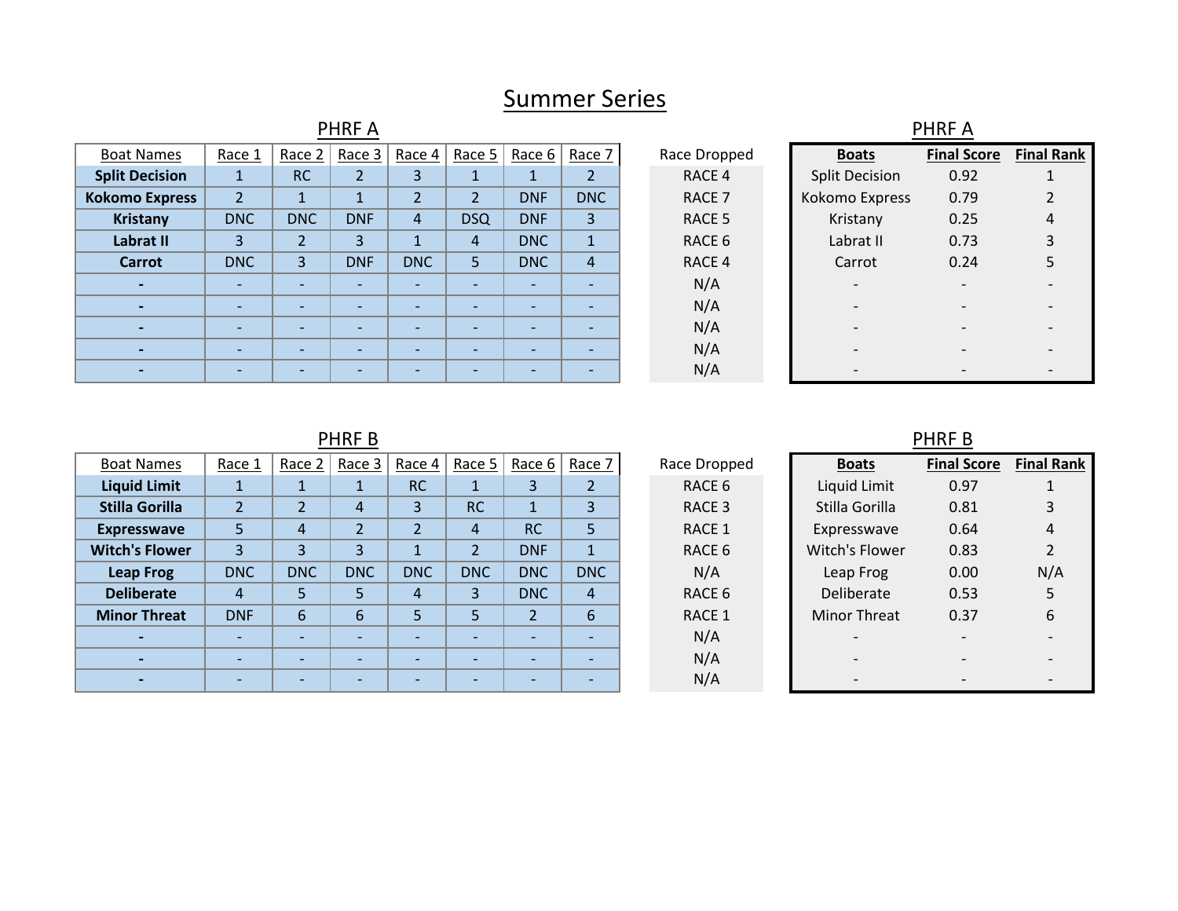# Summer Series

## PHRF A

| Boat Names | Race 1 | Race 2 | Race 3 | Race 4 | Race 5 | Race 6 | Race 7 | Race Dropped |
|---|---|---|---|---|---|---|---|---|
| **Split Decision** | 1 | RC | 2 | 3 | 1 | 1 | 2 | RACE 4 |
| **Kokomo Express** | 2 | 1 | 1 | 2 | 2 | DNF | DNC | RACE 7 |
| **Kristany** | DNC | DNC | DNF | 4 | DSQ | DNF | 3 | RACE 5 |
| **Labrat II** | 3 | 2 | 3 | 1 | 4 | DNC | 1 | RACE 6 |
| **Carrot** | DNC | 3 | DNF | DNC | 5 | DNC | 4 | RACE 4 |
| **-** | - | - | - | - | - | - | - | N/A |
| **-** | - | - | - | - | - | - | - | N/A |
| **-** | - | - | - | - | - | - | - | N/A |
| **-** | - | - | - | - | - | - | - | N/A |
| **-** | - | - | - | - | - | - | - | N/A |

## PHRF A

| Boats | Final Score | Final Rank |
|---|---|---|
| Split Decision | 0.92 | 1 |
| Kokomo Express | 0.79 | 2 |
| Kristany | 0.25 | 4 |
| Labrat II | 0.73 | 3 |
| Carrot | 0.24 | 5 |
| - | - | - |
| - | - | - |
| - | - | - |
| - | - | - |
| - | - | - |

## PHRF B

| Boat Names | Race 1 | Race 2 | Race 3 | Race 4 | Race 5 | Race 6 | Race 7 | Race Dropped |
|---|---|---|---|---|---|---|---|---|
| **Liquid Limit** | 1 | 1 | 1 | RC | 1 | 3 | 2 | RACE 6 |
| **Stilla Gorilla** | 2 | 2 | 4 | 3 | RC | 1 | 3 | RACE 3 |
| **Expresswave** | 5 | 4 | 2 | 2 | 4 | RC | 5 | RACE 1 |
| **Witch's Flower** | 3 | 3 | 3 | 1 | 2 | DNF | 1 | RACE 6 |
| **Leap Frog** | DNC | DNC | DNC | DNC | DNC | DNC | DNC | N/A |
| **Deliberate** | 4 | 5 | 5 | 4 | 3 | DNC | 4 | RACE 6 |
| **Minor Threat** | DNF | 6 | 6 | 5 | 5 | 2 | 6 | RACE 1 |
| **-** | - | - | - | - | - | - | - | N/A |
| **-** | - | - | - | - | - | - | - | N/A |
| **-** | - | - | - | - | - | - | - | N/A |

## PHRF B

| Boats | Final Score | Final Rank |
|---|---|---|
| Liquid Limit | 0.97 | 1 |
| Stilla Gorilla | 0.81 | 3 |
| Expresswave | 0.64 | 4 |
| Witch's Flower | 0.83 | 2 |
| Leap Frog | 0.00 | N/A |
| Deliberate | 0.53 | 5 |
| Minor Threat | 0.37 | 6 |
| - | - | - |
| - | - | - |
| - | - | - |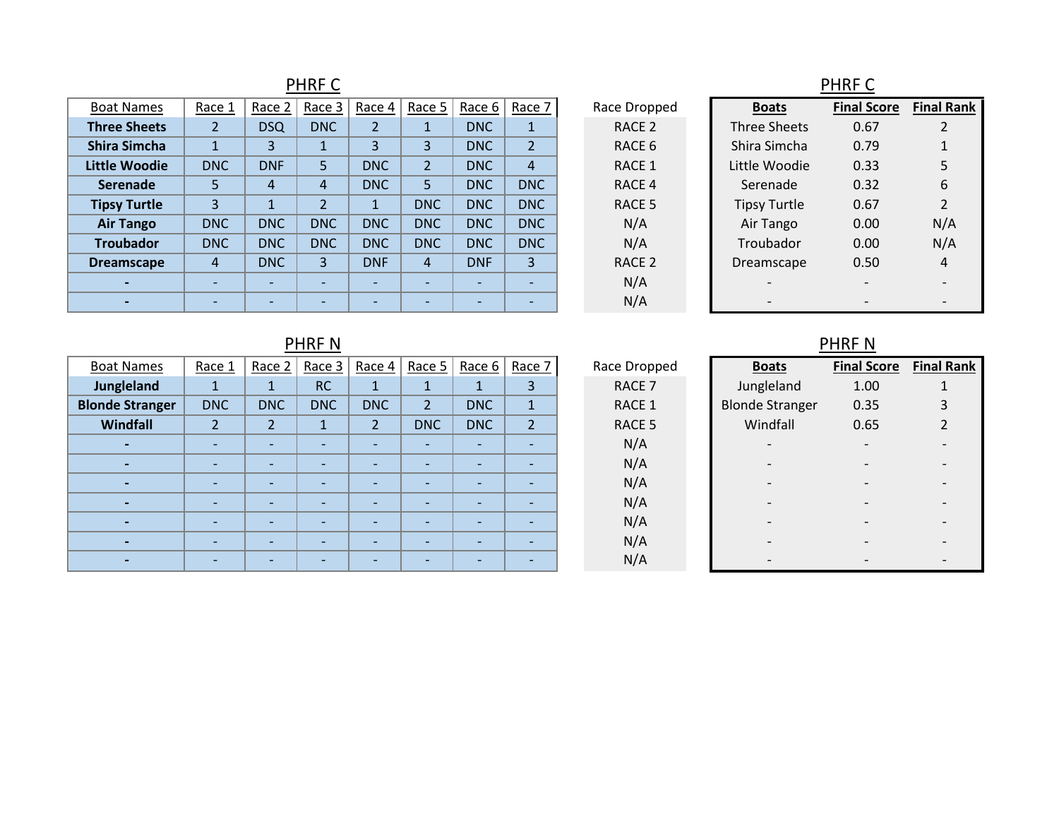## PHRF C

| Boat Names | Race 1 | Race 2 | Race 3 | Race 4 | Race 5 | Race 6 | Race 7 | Race Dropped |
|---|---|---|---|---|---|---|---|---|
| **Three Sheets** | 2 | DSQ | DNC | 2 | 1 | DNC | 1 | RACE 2 |
| **Shira Simcha** | 1 | 3 | 1 | 3 | 3 | DNC | 2 | RACE 6 |
| **Little Woodie** | DNC | DNF | 5 | DNC | 2 | DNC | 4 | RACE 1 |
| **Serenade** | 5 | 4 | 4 | DNC | 5 | DNC | DNC | RACE 4 |
| **Tipsy Turtle** | 3 | 1 | 2 | 1 | DNC | DNC | DNC | RACE 5 |
| **Air Tango** | DNC | DNC | DNC | DNC | DNC | DNC | DNC | N/A |
| **Troubador** | DNC | DNC | DNC | DNC | DNC | DNC | DNC | N/A |
| **Dreamscape** | 4 | DNC | 3 | DNF | 4 | DNF | 3 | RACE 2 |
| **-** | - | - | - | - | - | - | - | N/A |
| **-** | - | - | - | - | - | - | - | N/A |

## PHRF C

| Boats | Final Score | Final Rank |
|---|---|---|
| Three Sheets | 0.67 | 2 |
| Shira Simcha | 0.79 | 1 |
| Little Woodie | 0.33 | 5 |
| Serenade | 0.32 | 6 |
| Tipsy Turtle | 0.67 | 2 |
| Air Tango | 0.00 | N/A |
| Troubador | 0.00 | N/A |
| Dreamscape | 0.50 | 4 |
| - | - | - |
| - | - | - |

## PHRF N

| Boat Names | Race 1 | Race 2 | Race 3 | Race 4 | Race 5 | Race 6 | Race 7 | Race Dropped |
|---|---|---|---|---|---|---|---|---|
| **Jungleland** | 1 | 1 | RC | 1 | 1 | 1 | 3 | RACE 7 |
| **Blonde Stranger** | DNC | DNC | DNC | DNC | 2 | DNC | 1 | RACE 1 |
| **Windfall** | 2 | 2 | 1 | 2 | DNC | DNC | 2 | RACE 5 |
| **-** | - | - | - | - | - | - | - | N/A |
| **-** | - | - | - | - | - | - | - | N/A |
| **-** | - | - | - | - | - | - | - | N/A |
| **-** | - | - | - | - | - | - | - | N/A |
| **-** | - | - | - | - | - | - | - | N/A |
| **-** | - | - | - | - | - | - | - | N/A |
| **-** | - | - | - | - | - | - | - | N/A |

## PHRF N

| Boats | Final Score | Final Rank |
|---|---|---|
| Jungleland | 1.00 | 1 |
| Blonde Stranger | 0.35 | 3 |
| Windfall | 0.65 | 2 |
| - | - | - |
| - | - | - |
| - | - | - |
| - | - | - |
| - | - | - |
| - | - | - |
| - | - | - |